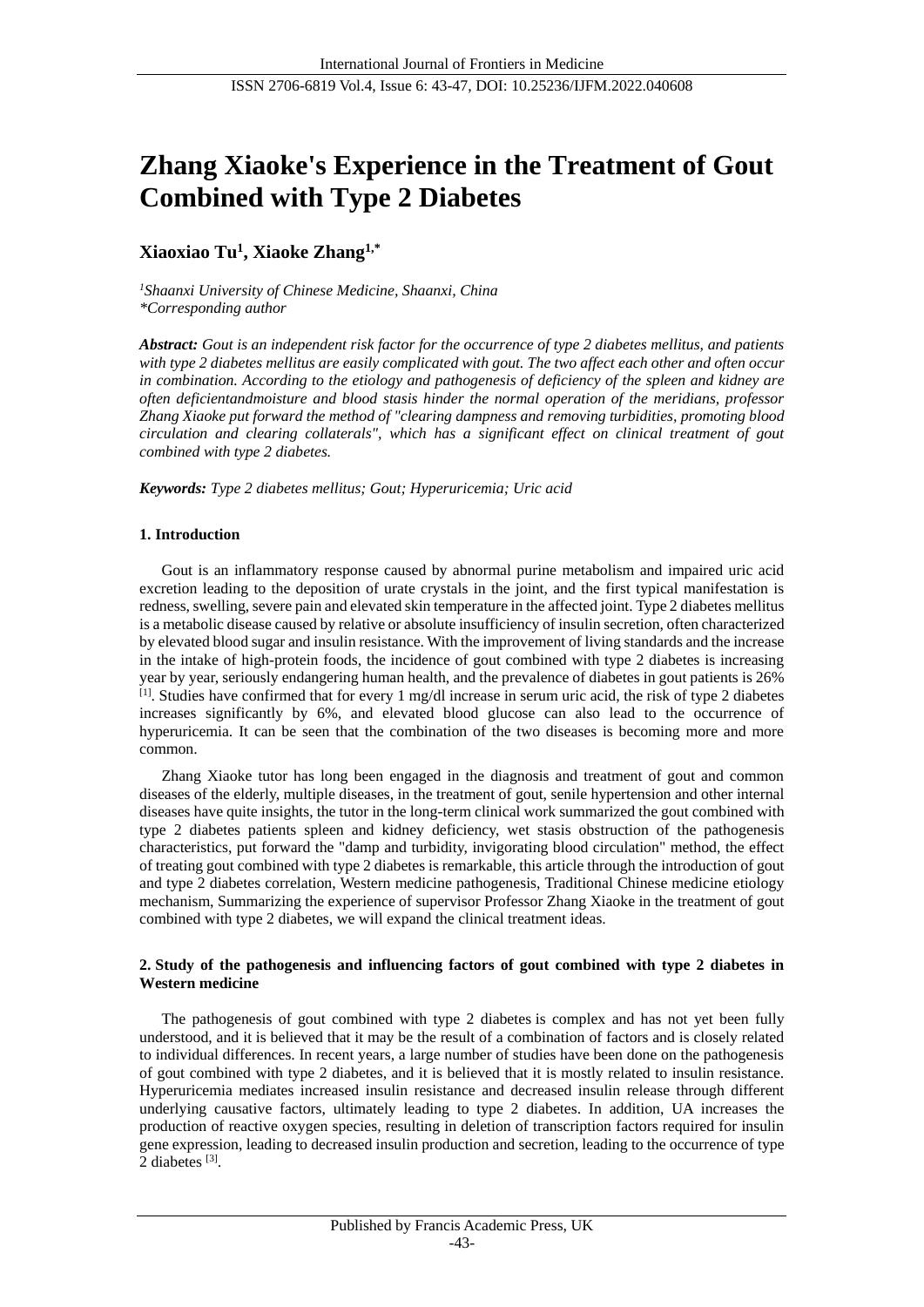# Zhang Xiaoke's Experience in the Treatment of Gout Combined with Type 2 Diabetes

**Xiaoxiao Tu[1], Xiaoke Zhang[1,*]**

*[1]Shaanxi University of Chinese Medicine, Shaanxi, China*
*\*Corresponding author*

***Abstract:*** *Gout is an independent risk factor for the occurrence of type 2 diabetes mellitus, and patients with type 2 diabetes mellitus are easily complicated with gout. The two affect each other and often occur in combination. According to the etiology and pathogenesis of deficiency of the spleen and kidney are often deficientandmoisture and blood stasis hinder the normal operation of the meridians, professor Zhang Xiaoke put forward the method of "clearing dampness and removing turbidities, promoting blood circulation and clearing collaterals", which has a significant effect on clinical treatment of gout combined with type 2 diabetes.*

***Keywords:*** *Type 2 diabetes mellitus; Gout; Hyperuricemia; Uric acid*

## 1. Introduction

Gout is an inflammatory response caused by abnormal purine metabolism and impaired uric acid excretion leading to the deposition of urate crystals in the joint, and the first typical manifestation is redness, swelling, severe pain and elevated skin temperature in the affected joint. Type 2 diabetes mellitus is a metabolic disease caused by relative or absolute insufficiency of insulin secretion, often characterized by elevated blood sugar and insulin resistance. With the improvement of living standards and the increase in the intake of high-protein foods, the incidence of gout combined with type 2 diabetes is increasing year by year, seriously endangering human health, and the prevalence of diabetes in gout patients is 26% [1]. Studies have confirmed that for every 1 mg/dl increase in serum uric acid, the risk of type 2 diabetes increases significantly by 6%, and elevated blood glucose can also lead to the occurrence of hyperuricemia. It can be seen that the combination of the two diseases is becoming more and more common.

Zhang Xiaoke tutor has long been engaged in the diagnosis and treatment of gout and common diseases of the elderly, multiple diseases, in the treatment of gout, senile hypertension and other internal diseases have quite insights, the tutor in the long-term clinical work summarized the gout combined with type 2 diabetes patients spleen and kidney deficiency, wet stasis obstruction of the pathogenesis characteristics, put forward the "damp and turbidity, invigorating blood circulation" method, the effect of treating gout combined with type 2 diabetes is remarkable, this article through the introduction of gout and type 2 diabetes correlation, Western medicine pathogenesis, Traditional Chinese medicine etiology mechanism, Summarizing the experience of supervisor Professor Zhang Xiaoke in the treatment of gout combined with type 2 diabetes, we will expand the clinical treatment ideas.

## 2. Study of the pathogenesis and influencing factors of gout combined with type 2 diabetes in Western medicine

The pathogenesis of gout combined with type 2 diabetes is complex and has not yet been fully understood, and it is believed that it may be the result of a combination of factors and is closely related to individual differences. In recent years, a large number of studies have been done on the pathogenesis of gout combined with type 2 diabetes, and it is believed that it is mostly related to insulin resistance. Hyperuricemia mediates increased insulin resistance and decreased insulin release through different underlying causative factors, ultimately leading to type 2 diabetes. In addition, UA increases the production of reactive oxygen species, resulting in deletion of transcription factors required for insulin gene expression, leading to decreased insulin production and secretion, leading to the occurrence of type 2 diabetes [3].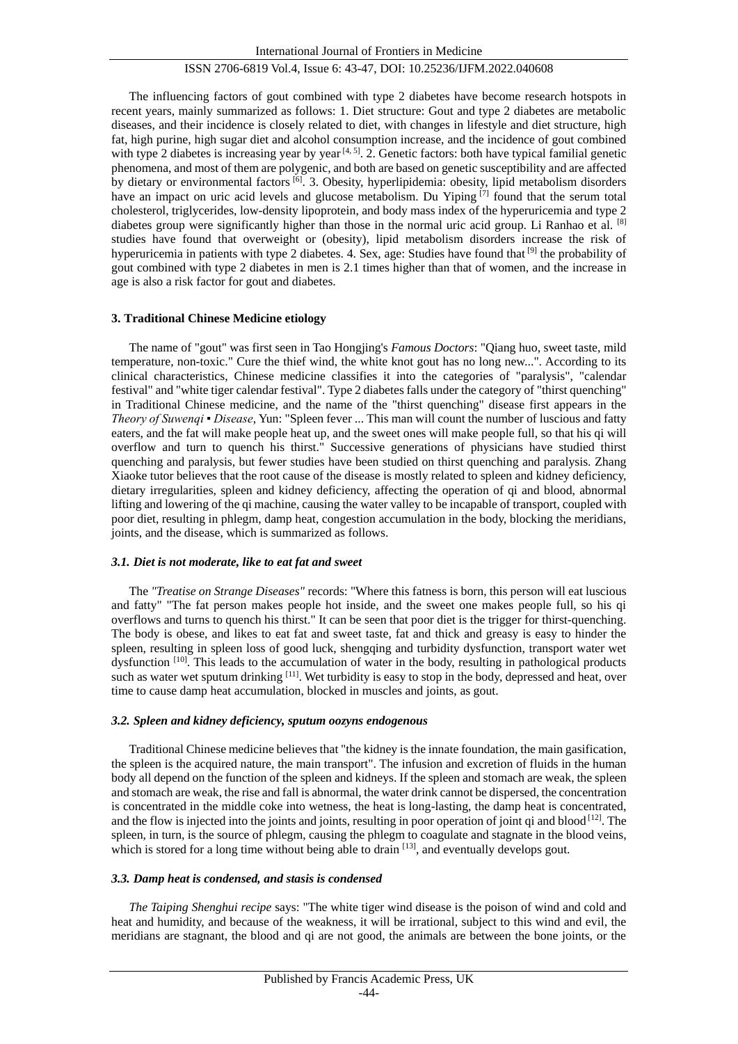The influencing factors of gout combined with type 2 diabetes have become research hotspots in recent years, mainly summarized as follows: 1. Diet structure: Gout and type 2 diabetes are metabolic diseases, and their incidence is closely related to diet, with changes in lifestyle and diet structure, high fat, high purine, high sugar diet and alcohol consumption increase, and the incidence of gout combined with type 2 diabetes is increasing year by year [4, 5]. 2. Genetic factors: both have typical familial genetic phenomena, and most of them are polygenic, and both are based on genetic susceptibility and are affected by dietary or environmental factors [6]. 3. Obesity, hyperlipidemia: obesity, lipid metabolism disorders have an impact on uric acid levels and glucose metabolism. Du Yiping [7] found that the serum total cholesterol, triglycerides, low-density lipoprotein, and body mass index of the hyperuricemia and type 2 diabetes group were significantly higher than those in the normal uric acid group. Li Ranhao et al. [8] studies have found that overweight or (obesity), lipid metabolism disorders increase the risk of hyperuricemia in patients with type 2 diabetes. 4. Sex, age: Studies have found that [9] the probability of gout combined with type 2 diabetes in men is 2.1 times higher than that of women, and the increase in age is also a risk factor for gout and diabetes.

## 3. Traditional Chinese Medicine etiology

The name of "gout" was first seen in Tao Hongjing's *Famous Doctors*: "Qiang huo, sweet taste, mild temperature, non-toxic." Cure the thief wind, the white knot gout has no long new...". According to its clinical characteristics, Chinese medicine classifies it into the categories of "paralysis", "calendar festival" and "white tiger calendar festival". Type 2 diabetes falls under the category of "thirst quenching" in Traditional Chinese medicine, and the name of the "thirst quenching" disease first appears in the *Theory of Suwenqi ▪ Disease*, Yun: "Spleen fever ... This man will count the number of luscious and fatty eaters, and the fat will make people heat up, and the sweet ones will make people full, so that his qi will overflow and turn to quench his thirst." Successive generations of physicians have studied thirst quenching and paralysis, but fewer studies have been studied on thirst quenching and paralysis. Zhang Xiaoke tutor believes that the root cause of the disease is mostly related to spleen and kidney deficiency, dietary irregularities, spleen and kidney deficiency, affecting the operation of qi and blood, abnormal lifting and lowering of the qi machine, causing the water valley to be incapable of transport, coupled with poor diet, resulting in phlegm, damp heat, congestion accumulation in the body, blocking the meridians, joints, and the disease, which is summarized as follows.

### *3.1. Diet is not moderate, like to eat fat and sweet*

The *"Treatise on Strange Diseases"* records: "Where this fatness is born, this person will eat luscious and fatty" "The fat person makes people hot inside, and the sweet one makes people full, so his qi overflows and turns to quench his thirst." It can be seen that poor diet is the trigger for thirst-quenching. The body is obese, and likes to eat fat and sweet taste, fat and thick and greasy is easy to hinder the spleen, resulting in spleen loss of good luck, shengqing and turbidity dysfunction, transport water wet dysfunction [10]. This leads to the accumulation of water in the body, resulting in pathological products such as water wet sputum drinking [11]. Wet turbidity is easy to stop in the body, depressed and heat, over time to cause damp heat accumulation, blocked in muscles and joints, as gout.

### *3.2. Spleen and kidney deficiency, sputum oozyns endogenous*

Traditional Chinese medicine believes that "the kidney is the innate foundation, the main gasification, the spleen is the acquired nature, the main transport". The infusion and excretion of fluids in the human body all depend on the function of the spleen and kidneys. If the spleen and stomach are weak, the spleen and stomach are weak, the rise and fall is abnormal, the water drink cannot be dispersed, the concentration is concentrated in the middle coke into wetness, the heat is long-lasting, the damp heat is concentrated, and the flow is injected into the joints and joints, resulting in poor operation of joint qi and blood [12]. The spleen, in turn, is the source of phlegm, causing the phlegm to coagulate and stagnate in the blood veins, which is stored for a long time without being able to drain [13], and eventually develops gout.

### *3.3. Damp heat is condensed, and stasis is condensed*

*The Taiping Shenghui recipe* says: "The white tiger wind disease is the poison of wind and cold and heat and humidity, and because of the weakness, it will be irrational, subject to this wind and evil, the meridians are stagnant, the blood and qi are not good, the animals are between the bone joints, or the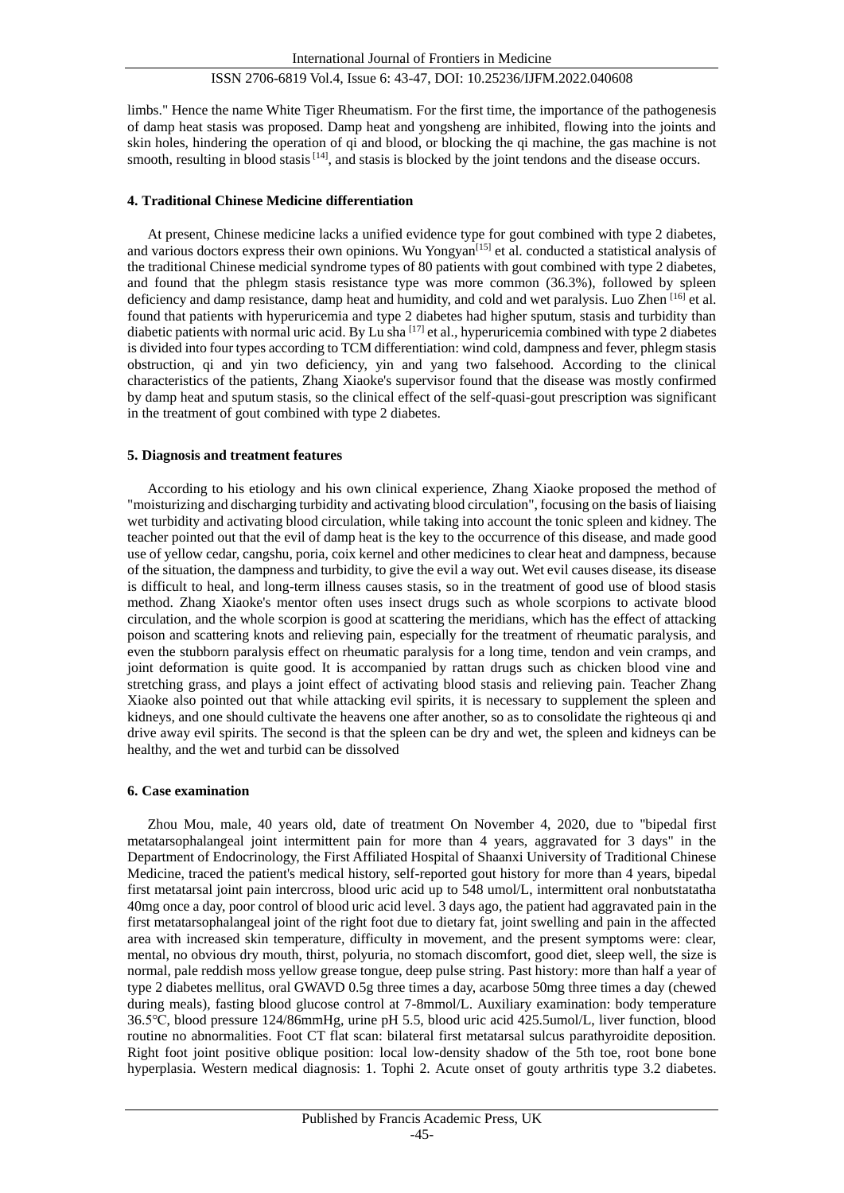limbs." Hence the name White Tiger Rheumatism. For the first time, the importance of the pathogenesis of damp heat stasis was proposed. Damp heat and yongsheng are inhibited, flowing into the joints and skin holes, hindering the operation of qi and blood, or blocking the qi machine, the gas machine is not smooth, resulting in blood stasis [14], and stasis is blocked by the joint tendons and the disease occurs.

## 4. Traditional Chinese Medicine differentiation

At present, Chinese medicine lacks a unified evidence type for gout combined with type 2 diabetes, and various doctors express their own opinions. Wu Yongyan[15] et al. conducted a statistical analysis of the traditional Chinese medicial syndrome types of 80 patients with gout combined with type 2 diabetes, and found that the phlegm stasis resistance type was more common (36.3%), followed by spleen deficiency and damp resistance, damp heat and humidity, and cold and wet paralysis. Luo Zhen [16] et al. found that patients with hyperuricemia and type 2 diabetes had higher sputum, stasis and turbidity than diabetic patients with normal uric acid. By Lu sha [17] et al., hyperuricemia combined with type 2 diabetes is divided into four types according to TCM differentiation: wind cold, dampness and fever, phlegm stasis obstruction, qi and yin two deficiency, yin and yang two falsehood. According to the clinical characteristics of the patients, Zhang Xiaoke's supervisor found that the disease was mostly confirmed by damp heat and sputum stasis, so the clinical effect of the self-quasi-gout prescription was significant in the treatment of gout combined with type 2 diabetes.

## 5. Diagnosis and treatment features

According to his etiology and his own clinical experience, Zhang Xiaoke proposed the method of "moisturizing and discharging turbidity and activating blood circulation", focusing on the basis of liaising wet turbidity and activating blood circulation, while taking into account the tonic spleen and kidney. The teacher pointed out that the evil of damp heat is the key to the occurrence of this disease, and made good use of yellow cedar, cangshu, poria, coix kernel and other medicines to clear heat and dampness, because of the situation, the dampness and turbidity, to give the evil a way out. Wet evil causes disease, its disease is difficult to heal, and long-term illness causes stasis, so in the treatment of good use of blood stasis method. Zhang Xiaoke's mentor often uses insect drugs such as whole scorpions to activate blood circulation, and the whole scorpion is good at scattering the meridians, which has the effect of attacking poison and scattering knots and relieving pain, especially for the treatment of rheumatic paralysis, and even the stubborn paralysis effect on rheumatic paralysis for a long time, tendon and vein cramps, and joint deformation is quite good. It is accompanied by rattan drugs such as chicken blood vine and stretching grass, and plays a joint effect of activating blood stasis and relieving pain. Teacher Zhang Xiaoke also pointed out that while attacking evil spirits, it is necessary to supplement the spleen and kidneys, and one should cultivate the heavens one after another, so as to consolidate the righteous qi and drive away evil spirits. The second is that the spleen can be dry and wet, the spleen and kidneys can be healthy, and the wet and turbid can be dissolved

## 6. Case examination

Zhou Mou, male, 40 years old, date of treatment On November 4, 2020, due to "bipedal first metatarsophalangeal joint intermittent pain for more than 4 years, aggravated for 3 days" in the Department of Endocrinology, the First Affiliated Hospital of Shaanxi University of Traditional Chinese Medicine, traced the patient's medical history, self-reported gout history for more than 4 years, bipedal first metatarsal joint pain intercross, blood uric acid up to 548 umol/L, intermittent oral nonbutstatatha 40mg once a day, poor control of blood uric acid level. 3 days ago, the patient had aggravated pain in the first metatarsophalangeal joint of the right foot due to dietary fat, joint swelling and pain in the affected area with increased skin temperature, difficulty in movement, and the present symptoms were: clear, mental, no obvious dry mouth, thirst, polyuria, no stomach discomfort, good diet, sleep well, the size is normal, pale reddish moss yellow grease tongue, deep pulse string. Past history: more than half a year of type 2 diabetes mellitus, oral GWAVD 0.5g three times a day, acarbose 50mg three times a day (chewed during meals), fasting blood glucose control at 7-8mmol/L. Auxiliary examination: body temperature 36.5℃, blood pressure 124/86mmHg, urine pH 5.5, blood uric acid 425.5umol/L, liver function, blood routine no abnormalities. Foot CT flat scan: bilateral first metatarsal sulcus parathyroidite deposition. Right foot joint positive oblique position: local low-density shadow of the 5th toe, root bone bone hyperplasia. Western medical diagnosis: 1. Tophi 2. Acute onset of gouty arthritis type 3.2 diabetes.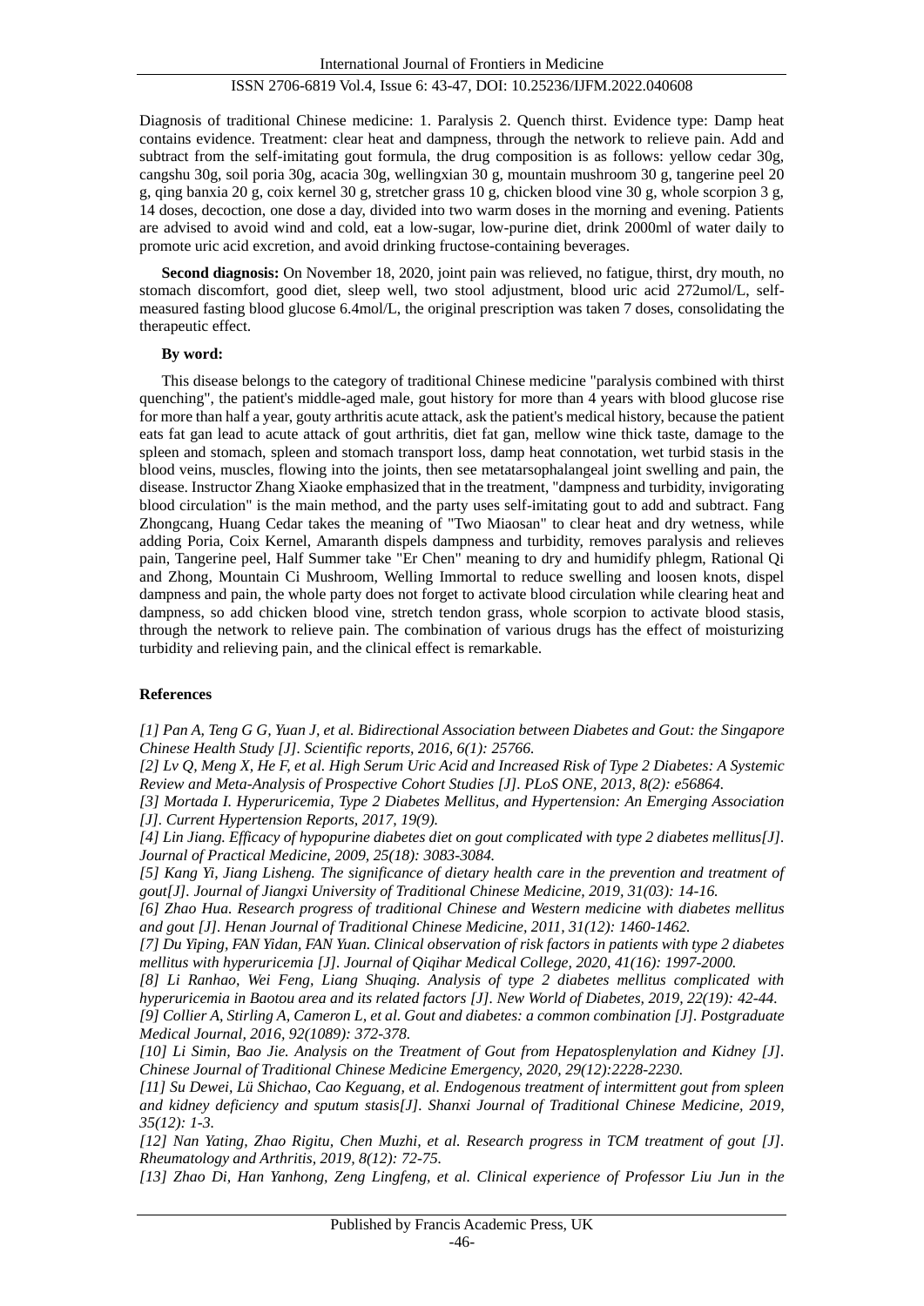Diagnosis of traditional Chinese medicine: 1. Paralysis 2. Quench thirst. Evidence type: Damp heat contains evidence. Treatment: clear heat and dampness, through the network to relieve pain. Add and subtract from the self-imitating gout formula, the drug composition is as follows: yellow cedar 30g, cangshu 30g, soil poria 30g, acacia 30g, wellingxian 30 g, mountain mushroom 30 g, tangerine peel 20 g, qing banxia 20 g, coix kernel 30 g, stretcher grass 10 g, chicken blood vine 30 g, whole scorpion 3 g, 14 doses, decoction, one dose a day, divided into two warm doses in the morning and evening. Patients are advised to avoid wind and cold, eat a low-sugar, low-purine diet, drink 2000ml of water daily to promote uric acid excretion, and avoid drinking fructose-containing beverages.

**Second diagnosis:** On November 18, 2020, joint pain was relieved, no fatigue, thirst, dry mouth, no stomach discomfort, good diet, sleep well, two stool adjustment, blood uric acid 272umol/L, self-measured fasting blood glucose 6.4mol/L, the original prescription was taken 7 doses, consolidating the therapeutic effect.

**By word:**

This disease belongs to the category of traditional Chinese medicine "paralysis combined with thirst quenching", the patient's middle-aged male, gout history for more than 4 years with blood glucose rise for more than half a year, gouty arthritis acute attack, ask the patient's medical history, because the patient eats fat gan lead to acute attack of gout arthritis, diet fat gan, mellow wine thick taste, damage to the spleen and stomach, spleen and stomach transport loss, damp heat connotation, wet turbid stasis in the blood veins, muscles, flowing into the joints, then see metatarsophalangeal joint swelling and pain, the disease. Instructor Zhang Xiaoke emphasized that in the treatment, "dampness and turbidity, invigorating blood circulation" is the main method, and the party uses self-imitating gout to add and subtract. Fang Zhongcang, Huang Cedar takes the meaning of "Two Miaosan" to clear heat and dry wetness, while adding Poria, Coix Kernel, Amaranth dispels dampness and turbidity, removes paralysis and relieves pain, Tangerine peel, Half Summer take "Er Chen" meaning to dry and humidify phlegm, Rational Qi and Zhong, Mountain Ci Mushroom, Welling Immortal to reduce swelling and loosen knots, dispel dampness and pain, the whole party does not forget to activate blood circulation while clearing heat and dampness, so add chicken blood vine, stretch tendon grass, whole scorpion to activate blood stasis, through the network to relieve pain. The combination of various drugs has the effect of moisturizing turbidity and relieving pain, and the clinical effect is remarkable.

## References

*[1] Pan A, Teng G G, Yuan J, et al. Bidirectional Association between Diabetes and Gout: the Singapore Chinese Health Study [J]. Scientific reports, 2016, 6(1): 25766.*

*[2] Lv Q, Meng X, He F, et al. High Serum Uric Acid and Increased Risk of Type 2 Diabetes: A Systemic Review and Meta-Analysis of Prospective Cohort Studies [J]. PLoS ONE, 2013, 8(2): e56864.*

*[3] Mortada I. Hyperuricemia, Type 2 Diabetes Mellitus, and Hypertension: An Emerging Association [J]. Current Hypertension Reports, 2017, 19(9).*

*[4] Lin Jiang. Efficacy of hypopurine diabetes diet on gout complicated with type 2 diabetes mellitus[J]. Journal of Practical Medicine, 2009, 25(18): 3083-3084.*

*[5] Kang Yi, Jiang Lisheng. The significance of dietary health care in the prevention and treatment of gout[J]. Journal of Jiangxi University of Traditional Chinese Medicine, 2019, 31(03): 14-16.*

*[6] Zhao Hua. Research progress of traditional Chinese and Western medicine with diabetes mellitus and gout [J]. Henan Journal of Traditional Chinese Medicine, 2011, 31(12): 1460-1462.*

*[7] Du Yiping, FAN Yidan, FAN Yuan. Clinical observation of risk factors in patients with type 2 diabetes mellitus with hyperuricemia [J]. Journal of Qiqihar Medical College, 2020, 41(16): 1997-2000.*

*[8] Li Ranhao, Wei Feng, Liang Shuqing. Analysis of type 2 diabetes mellitus complicated with hyperuricemia in Baotou area and its related factors [J]. New World of Diabetes, 2019, 22(19): 42-44.*

*[9] Collier A, Stirling A, Cameron L, et al. Gout and diabetes: a common combination [J]. Postgraduate Medical Journal, 2016, 92(1089): 372-378.*

*[10] Li Simin, Bao Jie. Analysis on the Treatment of Gout from Hepatosplenylation and Kidney [J]. Chinese Journal of Traditional Chinese Medicine Emergency, 2020, 29(12):2228-2230.*

*[11] Su Dewei, Lü Shichao, Cao Keguang, et al. Endogenous treatment of intermittent gout from spleen and kidney deficiency and sputum stasis[J]. Shanxi Journal of Traditional Chinese Medicine, 2019, 35(12): 1-3.*

*[12] Nan Yating, Zhao Rigitu, Chen Muzhi, et al. Research progress in TCM treatment of gout [J]. Rheumatology and Arthritis, 2019, 8(12): 72-75.*

*[13] Zhao Di, Han Yanhong, Zeng Lingfeng, et al. Clinical experience of Professor Liu Jun in the*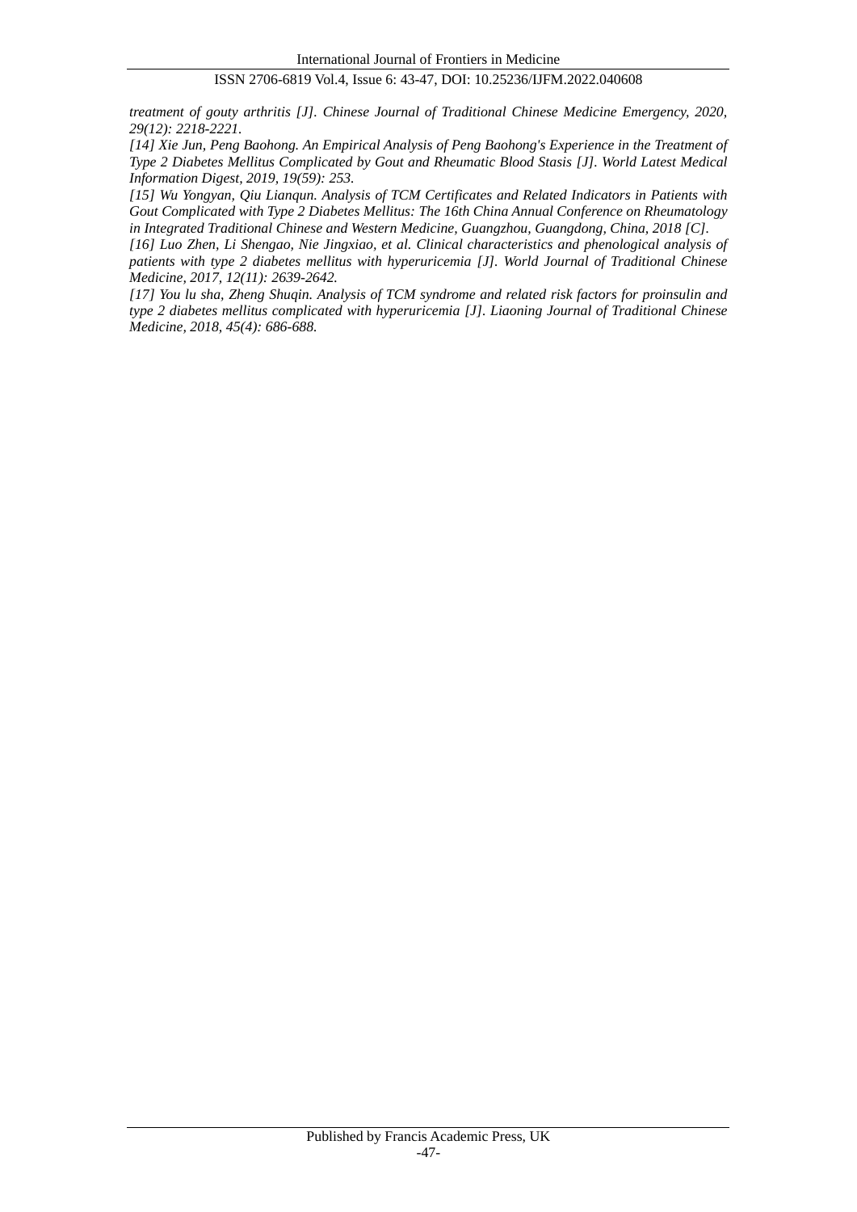*treatment of gouty arthritis [J]. Chinese Journal of Traditional Chinese Medicine Emergency, 2020, 29(12): 2218-2221.*

*[14] Xie Jun, Peng Baohong. An Empirical Analysis of Peng Baohong's Experience in the Treatment of Type 2 Diabetes Mellitus Complicated by Gout and Rheumatic Blood Stasis [J]. World Latest Medical Information Digest, 2019, 19(59): 253.*

*[15] Wu Yongyan, Qiu Lianqun. Analysis of TCM Certificates and Related Indicators in Patients with Gout Complicated with Type 2 Diabetes Mellitus: The 16th China Annual Conference on Rheumatology in Integrated Traditional Chinese and Western Medicine, Guangzhou, Guangdong, China, 2018 [C].*

*[16] Luo Zhen, Li Shengao, Nie Jingxiao, et al. Clinical characteristics and phenological analysis of patients with type 2 diabetes mellitus with hyperuricemia [J]. World Journal of Traditional Chinese Medicine, 2017, 12(11): 2639-2642.*

*[17] You lu sha, Zheng Shuqin. Analysis of TCM syndrome and related risk factors for proinsulin and type 2 diabetes mellitus complicated with hyperuricemia [J]. Liaoning Journal of Traditional Chinese Medicine, 2018, 45(4): 686-688.*